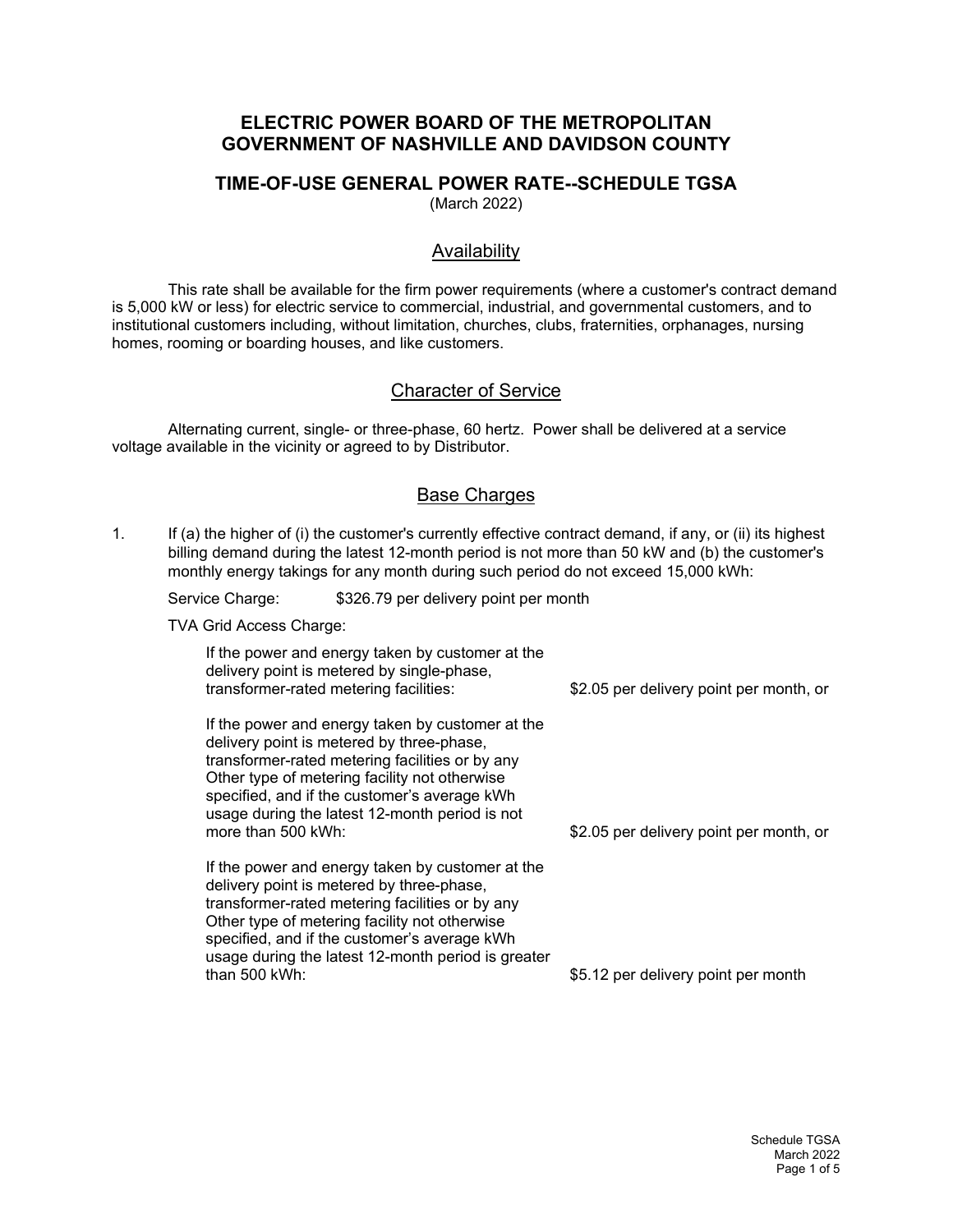# ELECTRIC POWER BOARD OF THE METROPOLITAN GOVERNMENT OF NASHVILLE AND DAVIDSON COUNTY

## TIME-OF-USE GENERAL POWER RATE--SCHEDULE TGSA

(March 2022)

### Availability

This rate shall be available for the firm power requirements (where a customer's contract demand is 5,000 kW or less) for electric service to commercial, industrial, and governmental customers, and to institutional customers including, without limitation, churches, clubs, fraternities, orphanages, nursing homes, rooming or boarding houses, and like customers.

### Character of Service

Alternating current, single- or three-phase, 60 hertz. Power shall be delivered at a service voltage available in the vicinity or agreed to by Distributor.

### Base Charges

1. If (a) the higher of (i) the customer's currently effective contract demand, if any, or (ii) its highest billing demand during the latest 12-month period is not more than 50 kW and (b) the customer's monthly energy takings for any month during such period do not exceed 15,000 kWh:

   Service Charge: $326.79 per delivery point per month

   TVA Grid Access Charge:

   | | |
   |---|---|
   | If the power and energy taken by customer at the delivery point is metered by single-phase, transformer-rated metering facilities: | $2.05 per delivery point per month, or |
   | If the power and energy taken by customer at the delivery point is metered by three-phase, transformer-rated metering facilities or by any Other type of metering facility not otherwise specified, and if the customer's average kWh usage during the latest 12-month period is not more than 500 kWh: | $2.05 per delivery point per month, or |
   | If the power and energy taken by customer at the delivery point is metered by three-phase, transformer-rated metering facilities or by any Other type of metering facility not otherwise specified, and if the customer's average kWh usage during the latest 12-month period is greater than 500 kWh: | $5.12 per delivery point per month |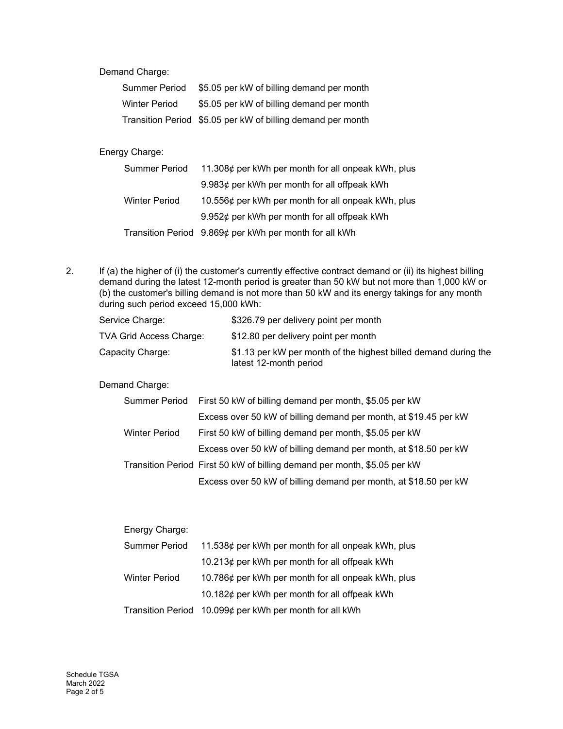Demand Charge:

| | |
|---|---|
| Summer Period | $5.05 per kW of billing demand per month |
| Winter Period | $5.05 per kW of billing demand per month |
| Transition Period | $5.05 per kW of billing demand per month |

Energy Charge:

| | |
|---|---|
| Summer Period | 11.308¢ per kWh per month for all onpeak kWh, plus |
| | 9.983¢ per kWh per month for all offpeak kWh |
| Winter Period | 10.556¢ per kWh per month for all onpeak kWh, plus |
| | 9.952¢ per kWh per month for all offpeak kWh |
| Transition Period | 9.869¢ per kWh per month for all kWh |

2. If (a) the higher of (i) the customer's currently effective contract demand or (ii) its highest billing demand during the latest 12-month period is greater than 50 kW but not more than 1,000 kW or (b) the customer's billing demand is not more than 50 kW and its energy takings for any month during such period exceed 15,000 kWh:

| | |
|---|---|
| Service Charge: | $326.79 per delivery point per month |
| TVA Grid Access Charge: | $12.80 per delivery point per month |
| Capacity Charge: | $1.13 per kW per month of the highest billed demand during the latest 12-month period |

Demand Charge:

| | |
|---|---|
| Summer Period | First 50 kW of billing demand per month, $5.05 per kW |
| | Excess over 50 kW of billing demand per month, at $19.45 per kW |
| Winter Period | First 50 kW of billing demand per month, $5.05 per kW |
| | Excess over 50 kW of billing demand per month, at $18.50 per kW |
| Transition Period | First 50 kW of billing demand per month, $5.05 per kW |
| | Excess over 50 kW of billing demand per month, at $18.50 per kW |

Energy Charge:

| | |
|---|---|
| Summer Period | 11.538¢ per kWh per month for all onpeak kWh, plus |
| | 10.213¢ per kWh per month for all offpeak kWh |
| Winter Period | 10.786¢ per kWh per month for all onpeak kWh, plus |
| | 10.182¢ per kWh per month for all offpeak kWh |
| Transition Period | 10.099¢ per kWh per month for all kWh |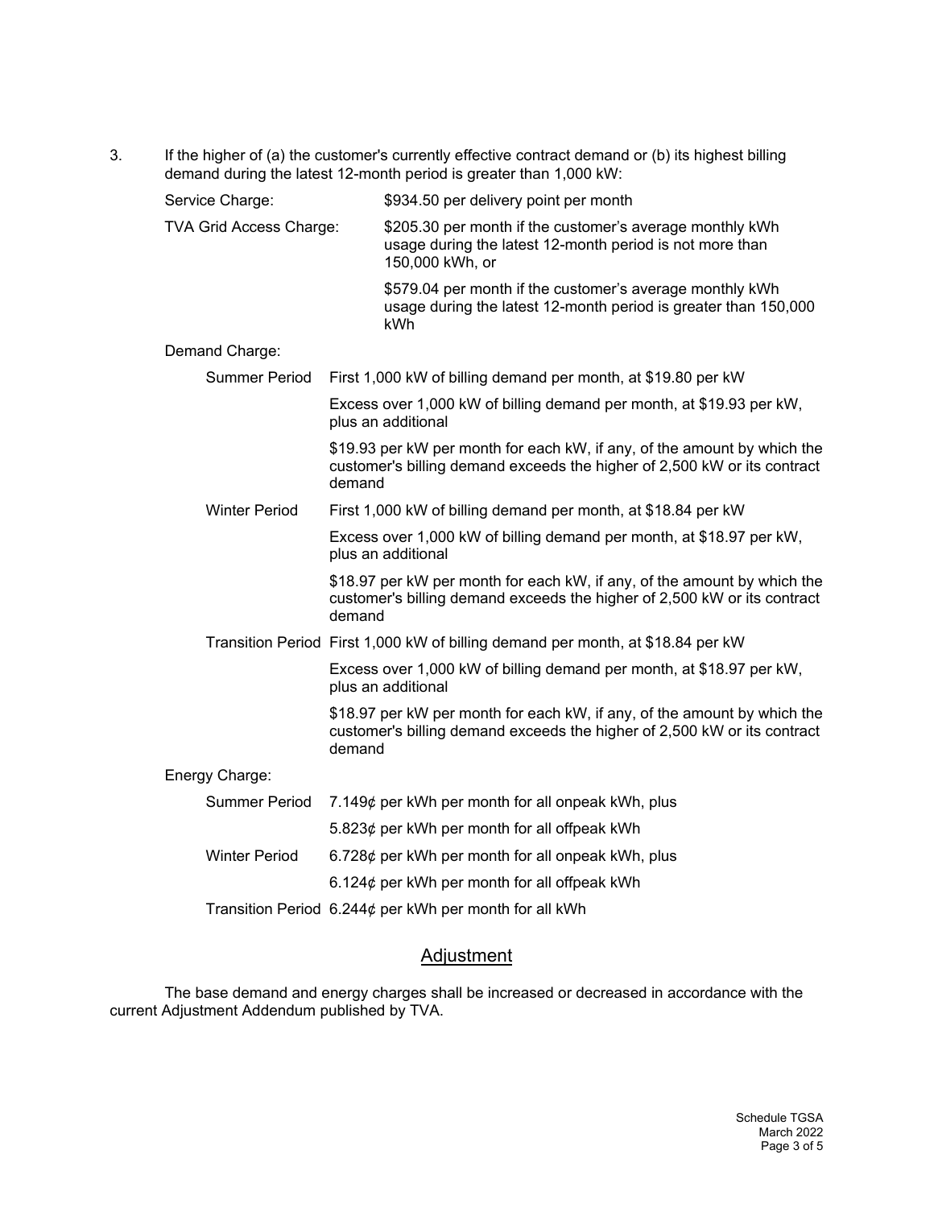3. If the higher of (a) the customer's currently effective contract demand or (b) its highest billing demand during the latest 12-month period is greater than 1,000 kW:

Service Charge: $934.50 per delivery point per month

TVA Grid Access Charge: $205.30 per month if the customer's average monthly kWh usage during the latest 12-month period is not more than 150,000 kWh, or

$579.04 per month if the customer's average monthly kWh usage during the latest 12-month period is greater than 150,000 kWh

Demand Charge:

| | |
|---|---|
| Summer Period | First 1,000 kW of billing demand per month, at $19.80 per kW |
| | Excess over 1,000 kW of billing demand per month, at $19.93 per kW, plus an additional |
| | $19.93 per kW per month for each kW, if any, of the amount by which the customer's billing demand exceeds the higher of 2,500 kW or its contract demand |
| Winter Period | First 1,000 kW of billing demand per month, at $18.84 per kW |
| | Excess over 1,000 kW of billing demand per month, at $18.97 per kW, plus an additional |
| | $18.97 per kW per month for each kW, if any, of the amount by which the customer's billing demand exceeds the higher of 2,500 kW or its contract demand |
| Transition Period | First 1,000 kW of billing demand per month, at $18.84 per kW |
| | Excess over 1,000 kW of billing demand per month, at $18.97 per kW, plus an additional |
| | $18.97 per kW per month for each kW, if any, of the amount by which the customer's billing demand exceeds the higher of 2,500 kW or its contract demand |

Energy Charge:

| | |
|---|---|
| Summer Period | 7.149¢ per kWh per month for all onpeak kWh, plus |
| | 5.823¢ per kWh per month for all offpeak kWh |
| Winter Period | 6.728¢ per kWh per month for all onpeak kWh, plus |
| | 6.124¢ per kWh per month for all offpeak kWh |
| Transition Period | 6.244¢ per kWh per month for all kWh |

## Adjustment

The base demand and energy charges shall be increased or decreased in accordance with the current Adjustment Addendum published by TVA.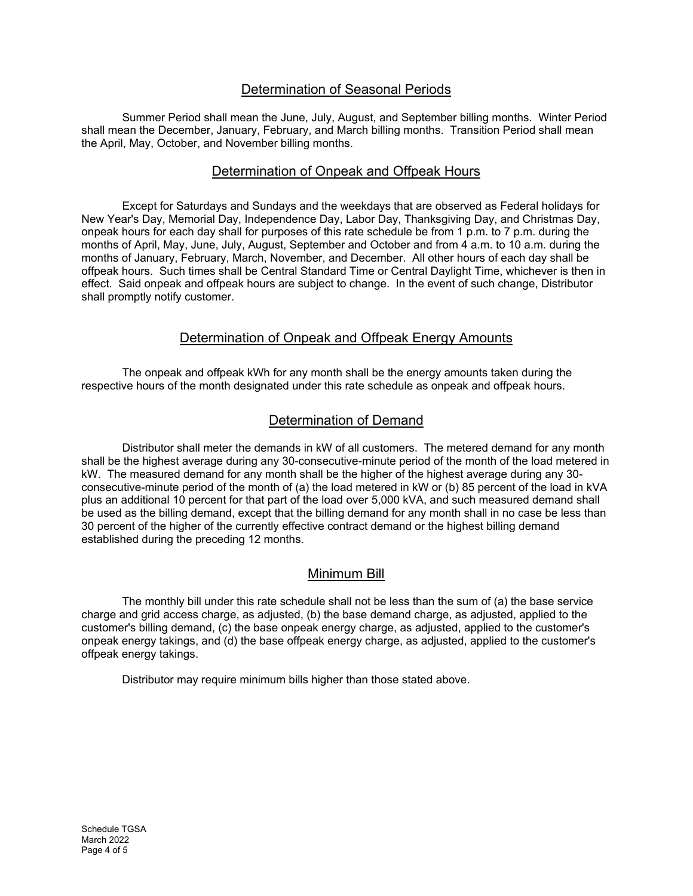## Determination of Seasonal Periods

Summer Period shall mean the June, July, August, and September billing months. Winter Period shall mean the December, January, February, and March billing months. Transition Period shall mean the April, May, October, and November billing months.

## Determination of Onpeak and Offpeak Hours

Except for Saturdays and Sundays and the weekdays that are observed as Federal holidays for New Year's Day, Memorial Day, Independence Day, Labor Day, Thanksgiving Day, and Christmas Day, onpeak hours for each day shall for purposes of this rate schedule be from 1 p.m. to 7 p.m. during the months of April, May, June, July, August, September and October and from 4 a.m. to 10 a.m. during the months of January, February, March, November, and December. All other hours of each day shall be offpeak hours. Such times shall be Central Standard Time or Central Daylight Time, whichever is then in effect. Said onpeak and offpeak hours are subject to change. In the event of such change, Distributor shall promptly notify customer.

## Determination of Onpeak and Offpeak Energy Amounts

The onpeak and offpeak kWh for any month shall be the energy amounts taken during the respective hours of the month designated under this rate schedule as onpeak and offpeak hours.

## Determination of Demand

Distributor shall meter the demands in kW of all customers. The metered demand for any month shall be the highest average during any 30-consecutive-minute period of the month of the load metered in kW. The measured demand for any month shall be the higher of the highest average during any 30-consecutive-minute period of the month of (a) the load metered in kW or (b) 85 percent of the load in kVA plus an additional 10 percent for that part of the load over 5,000 kVA, and such measured demand shall be used as the billing demand, except that the billing demand for any month shall in no case be less than 30 percent of the higher of the currently effective contract demand or the highest billing demand established during the preceding 12 months.

## Minimum Bill

The monthly bill under this rate schedule shall not be less than the sum of (a) the base service charge and grid access charge, as adjusted, (b) the base demand charge, as adjusted, applied to the customer's billing demand, (c) the base onpeak energy charge, as adjusted, applied to the customer's onpeak energy takings, and (d) the base offpeak energy charge, as adjusted, applied to the customer's offpeak energy takings.

Distributor may require minimum bills higher than those stated above.

Schedule TGSA
March 2022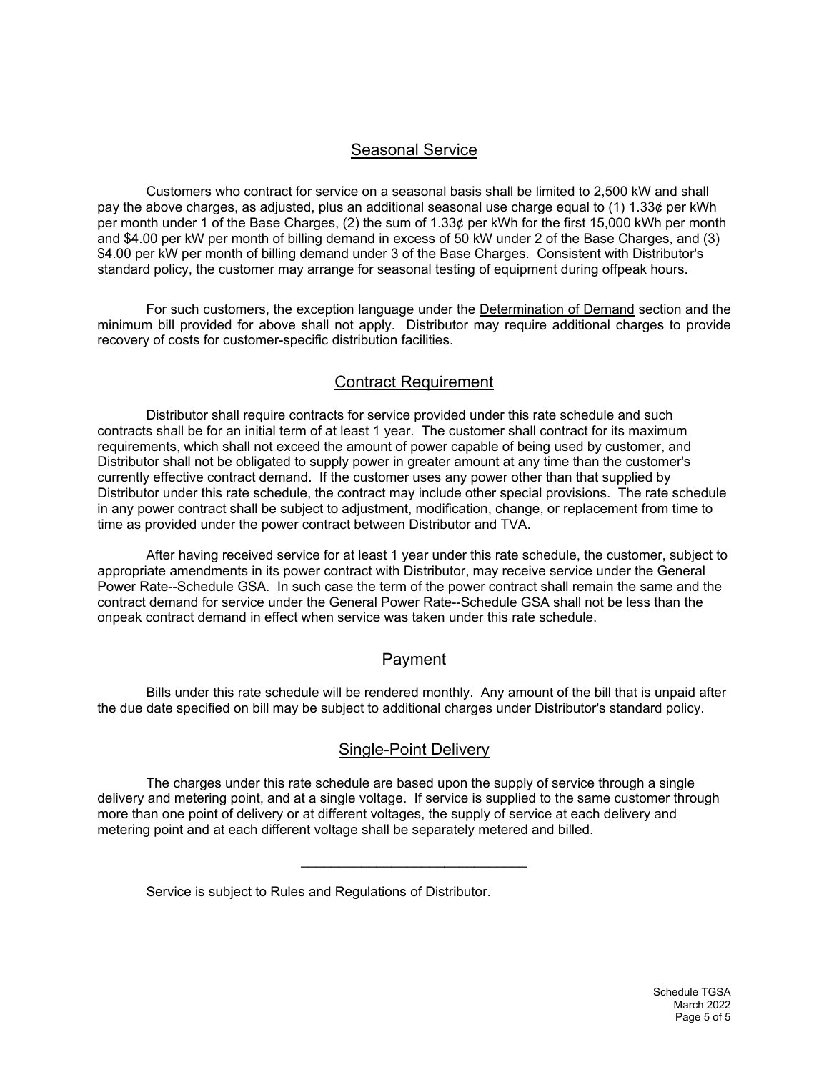## Seasonal Service

Customers who contract for service on a seasonal basis shall be limited to 2,500 kW and shall pay the above charges, as adjusted, plus an additional seasonal use charge equal to (1) 1.33¢ per kWh per month under 1 of the Base Charges, (2) the sum of 1.33¢ per kWh for the first 15,000 kWh per month and $4.00 per kW per month of billing demand in excess of 50 kW under 2 of the Base Charges, and (3) $4.00 per kW per month of billing demand under 3 of the Base Charges. Consistent with Distributor's standard policy, the customer may arrange for seasonal testing of equipment during offpeak hours.

For such customers, the exception language under the Determination of Demand section and the minimum bill provided for above shall not apply. Distributor may require additional charges to provide recovery of costs for customer-specific distribution facilities.

## Contract Requirement

Distributor shall require contracts for service provided under this rate schedule and such contracts shall be for an initial term of at least 1 year. The customer shall contract for its maximum requirements, which shall not exceed the amount of power capable of being used by customer, and Distributor shall not be obligated to supply power in greater amount at any time than the customer's currently effective contract demand. If the customer uses any power other than that supplied by Distributor under this rate schedule, the contract may include other special provisions. The rate schedule in any power contract shall be subject to adjustment, modification, change, or replacement from time to time as provided under the power contract between Distributor and TVA.

After having received service for at least 1 year under this rate schedule, the customer, subject to appropriate amendments in its power contract with Distributor, may receive service under the General Power Rate--Schedule GSA. In such case the term of the power contract shall remain the same and the contract demand for service under the General Power Rate--Schedule GSA shall not be less than the onpeak contract demand in effect when service was taken under this rate schedule.

## Payment

Bills under this rate schedule will be rendered monthly. Any amount of the bill that is unpaid after the due date specified on bill may be subject to additional charges under Distributor's standard policy.

## Single-Point Delivery

The charges under this rate schedule are based upon the supply of service through a single delivery and metering point, and at a single voltage. If service is supplied to the same customer through more than one point of delivery or at different voltages, the supply of service at each delivery and metering point and at each different voltage shall be separately metered and billed.

---

Service is subject to Rules and Regulations of Distributor.

Schedule TGSA
March 2022